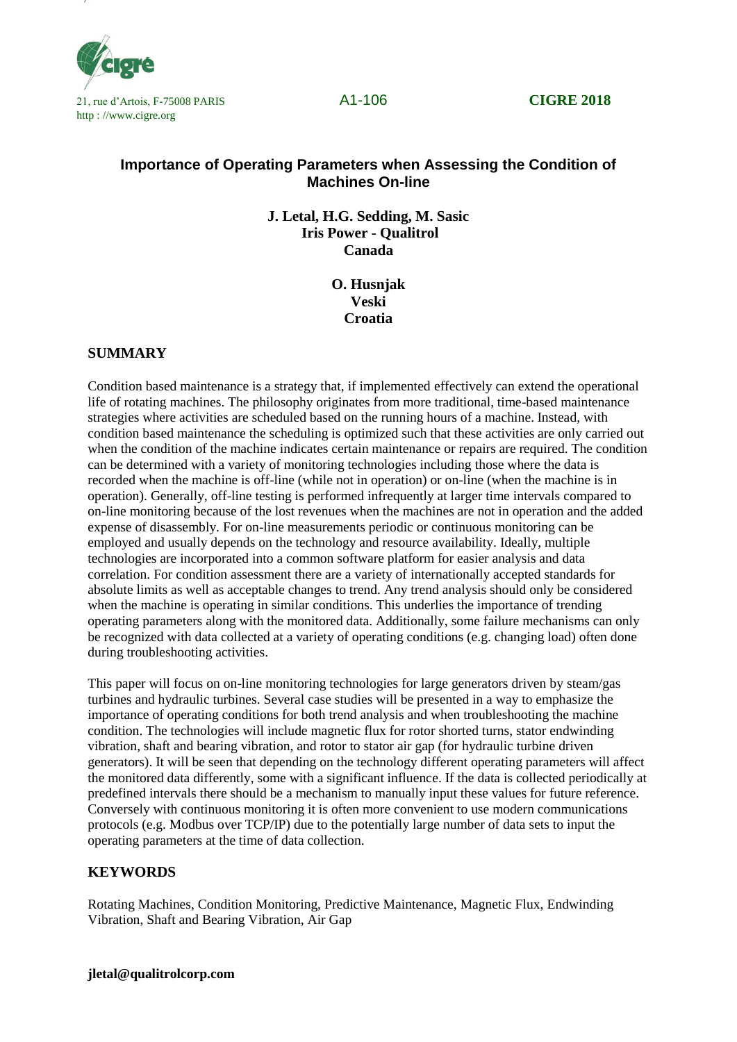21, rue d'Artois, F-75008 PARIS
http : //www.cigre.org

A1-106

**CIGRE 2018**

# Importance of Operating Parameters when Assessing the Condition of Machines On-line

**J. Letal, H.G. Sedding, M. Sasic**
**Iris Power - Qualitrol**
**Canada**

**O. Husnjak**
**Veski**
**Croatia**

## SUMMARY

Condition based maintenance is a strategy that, if implemented effectively can extend the operational life of rotating machines. The philosophy originates from more traditional, time-based maintenance strategies where activities are scheduled based on the running hours of a machine. Instead, with condition based maintenance the scheduling is optimized such that these activities are only carried out when the condition of the machine indicates certain maintenance or repairs are required. The condition can be determined with a variety of monitoring technologies including those where the data is recorded when the machine is off-line (while not in operation) or on-line (when the machine is in operation). Generally, off-line testing is performed infrequently at larger time intervals compared to on-line monitoring because of the lost revenues when the machines are not in operation and the added expense of disassembly. For on-line measurements periodic or continuous monitoring can be employed and usually depends on the technology and resource availability. Ideally, multiple technologies are incorporated into a common software platform for easier analysis and data correlation. For condition assessment there are a variety of internationally accepted standards for absolute limits as well as acceptable changes to trend. Any trend analysis should only be considered when the machine is operating in similar conditions. This underlies the importance of trending operating parameters along with the monitored data. Additionally, some failure mechanisms can only be recognized with data collected at a variety of operating conditions (e.g. changing load) often done during troubleshooting activities.

This paper will focus on on-line monitoring technologies for large generators driven by steam/gas turbines and hydraulic turbines. Several case studies will be presented in a way to emphasize the importance of operating conditions for both trend analysis and when troubleshooting the machine condition. The technologies will include magnetic flux for rotor shorted turns, stator endwinding vibration, shaft and bearing vibration, and rotor to stator air gap (for hydraulic turbine driven generators). It will be seen that depending on the technology different operating parameters will affect the monitored data differently, some with a significant influence. If the data is collected periodically at predefined intervals there should be a mechanism to manually input these values for future reference. Conversely with continuous monitoring it is often more convenient to use modern communications protocols (e.g. Modbus over TCP/IP) due to the potentially large number of data sets to input the operating parameters at the time of data collection.

## KEYWORDS

Rotating Machines, Condition Monitoring, Predictive Maintenance, Magnetic Flux, Endwinding Vibration, Shaft and Bearing Vibration, Air Gap

**jletal@qualitrolcorp.com**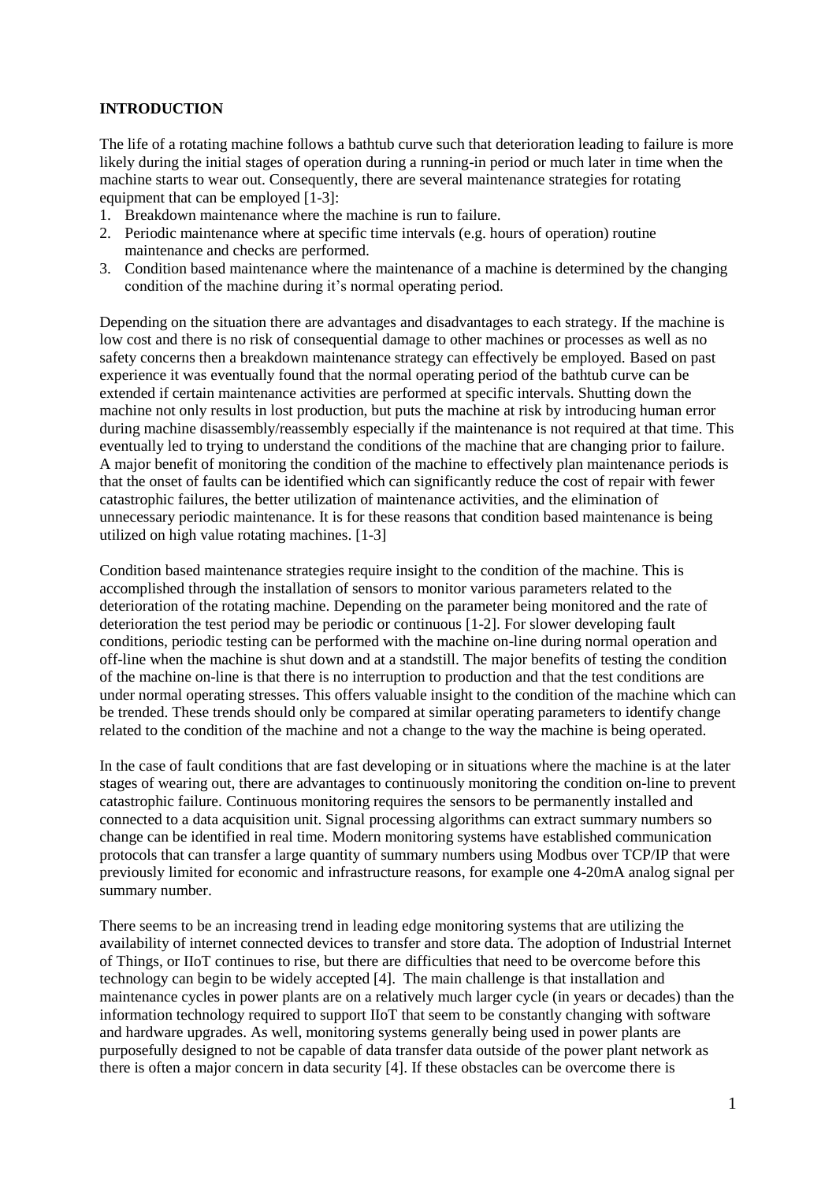## INTRODUCTION

The life of a rotating machine follows a bathtub curve such that deterioration leading to failure is more likely during the initial stages of operation during a running-in period or much later in time when the machine starts to wear out. Consequently, there are several maintenance strategies for rotating equipment that can be employed [1-3]:

1. Breakdown maintenance where the machine is run to failure.
2. Periodic maintenance where at specific time intervals (e.g. hours of operation) routine maintenance and checks are performed.
3. Condition based maintenance where the maintenance of a machine is determined by the changing condition of the machine during it's normal operating period.

Depending on the situation there are advantages and disadvantages to each strategy. If the machine is low cost and there is no risk of consequential damage to other machines or processes as well as no safety concerns then a breakdown maintenance strategy can effectively be employed. Based on past experience it was eventually found that the normal operating period of the bathtub curve can be extended if certain maintenance activities are performed at specific intervals. Shutting down the machine not only results in lost production, but puts the machine at risk by introducing human error during machine disassembly/reassembly especially if the maintenance is not required at that time. This eventually led to trying to understand the conditions of the machine that are changing prior to failure. A major benefit of monitoring the condition of the machine to effectively plan maintenance periods is that the onset of faults can be identified which can significantly reduce the cost of repair with fewer catastrophic failures, the better utilization of maintenance activities, and the elimination of unnecessary periodic maintenance. It is for these reasons that condition based maintenance is being utilized on high value rotating machines. [1-3]

Condition based maintenance strategies require insight to the condition of the machine. This is accomplished through the installation of sensors to monitor various parameters related to the deterioration of the rotating machine. Depending on the parameter being monitored and the rate of deterioration the test period may be periodic or continuous [1-2]. For slower developing fault conditions, periodic testing can be performed with the machine on-line during normal operation and off-line when the machine is shut down and at a standstill. The major benefits of testing the condition of the machine on-line is that there is no interruption to production and that the test conditions are under normal operating stresses. This offers valuable insight to the condition of the machine which can be trended. These trends should only be compared at similar operating parameters to identify change related to the condition of the machine and not a change to the way the machine is being operated.

In the case of fault conditions that are fast developing or in situations where the machine is at the later stages of wearing out, there are advantages to continuously monitoring the condition on-line to prevent catastrophic failure. Continuous monitoring requires the sensors to be permanently installed and connected to a data acquisition unit. Signal processing algorithms can extract summary numbers so change can be identified in real time. Modern monitoring systems have established communication protocols that can transfer a large quantity of summary numbers using Modbus over TCP/IP that were previously limited for economic and infrastructure reasons, for example one 4-20mA analog signal per summary number.

There seems to be an increasing trend in leading edge monitoring systems that are utilizing the availability of internet connected devices to transfer and store data. The adoption of Industrial Internet of Things, or IIoT continues to rise, but there are difficulties that need to be overcome before this technology can begin to be widely accepted [4]. The main challenge is that installation and maintenance cycles in power plants are on a relatively much larger cycle (in years or decades) than the information technology required to support IIoT that seem to be constantly changing with software and hardware upgrades. As well, monitoring systems generally being used in power plants are purposefully designed to not be capable of data transfer data outside of the power plant network as there is often a major concern in data security [4]. If these obstacles can be overcome there is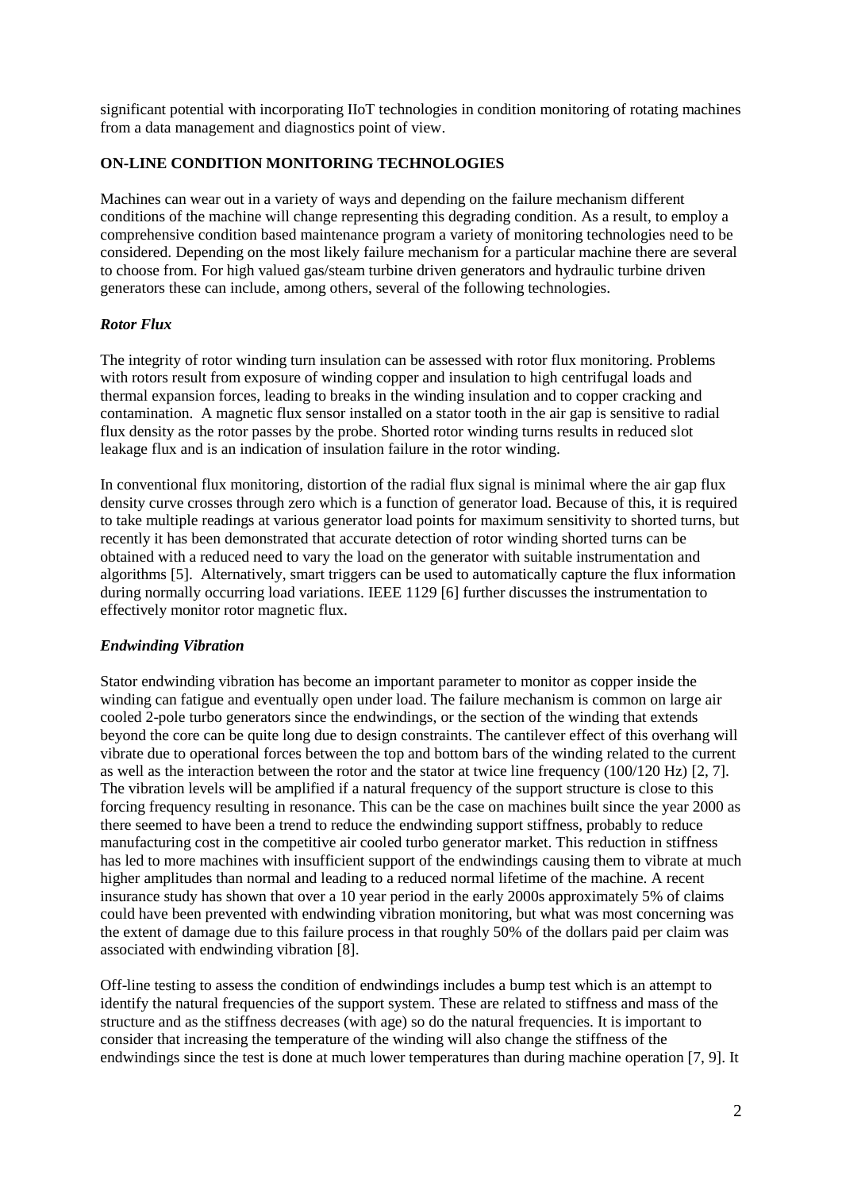significant potential with incorporating IIoT technologies in condition monitoring of rotating machines from a data management and diagnostics point of view.

## ON-LINE CONDITION MONITORING TECHNOLOGIES

Machines can wear out in a variety of ways and depending on the failure mechanism different conditions of the machine will change representing this degrading condition. As a result, to employ a comprehensive condition based maintenance program a variety of monitoring technologies need to be considered. Depending on the most likely failure mechanism for a particular machine there are several to choose from. For high valued gas/steam turbine driven generators and hydraulic turbine driven generators these can include, among others, several of the following technologies.

### *Rotor Flux*

The integrity of rotor winding turn insulation can be assessed with rotor flux monitoring. Problems with rotors result from exposure of winding copper and insulation to high centrifugal loads and thermal expansion forces, leading to breaks in the winding insulation and to copper cracking and contamination. A magnetic flux sensor installed on a stator tooth in the air gap is sensitive to radial flux density as the rotor passes by the probe. Shorted rotor winding turns results in reduced slot leakage flux and is an indication of insulation failure in the rotor winding.

In conventional flux monitoring, distortion of the radial flux signal is minimal where the air gap flux density curve crosses through zero which is a function of generator load. Because of this, it is required to take multiple readings at various generator load points for maximum sensitivity to shorted turns, but recently it has been demonstrated that accurate detection of rotor winding shorted turns can be obtained with a reduced need to vary the load on the generator with suitable instrumentation and algorithms [5]. Alternatively, smart triggers can be used to automatically capture the flux information during normally occurring load variations. IEEE 1129 [6] further discusses the instrumentation to effectively monitor rotor magnetic flux.

### *Endwinding Vibration*

Stator endwinding vibration has become an important parameter to monitor as copper inside the winding can fatigue and eventually open under load. The failure mechanism is common on large air cooled 2-pole turbo generators since the endwindings, or the section of the winding that extends beyond the core can be quite long due to design constraints. The cantilever effect of this overhang will vibrate due to operational forces between the top and bottom bars of the winding related to the current as well as the interaction between the rotor and the stator at twice line frequency (100/120 Hz) [2, 7]. The vibration levels will be amplified if a natural frequency of the support structure is close to this forcing frequency resulting in resonance. This can be the case on machines built since the year 2000 as there seemed to have been a trend to reduce the endwinding support stiffness, probably to reduce manufacturing cost in the competitive air cooled turbo generator market. This reduction in stiffness has led to more machines with insufficient support of the endwindings causing them to vibrate at much higher amplitudes than normal and leading to a reduced normal lifetime of the machine. A recent insurance study has shown that over a 10 year period in the early 2000s approximately 5% of claims could have been prevented with endwinding vibration monitoring, but what was most concerning was the extent of damage due to this failure process in that roughly 50% of the dollars paid per claim was associated with endwinding vibration [8].

Off-line testing to assess the condition of endwindings includes a bump test which is an attempt to identify the natural frequencies of the support system. These are related to stiffness and mass of the structure and as the stiffness decreases (with age) so do the natural frequencies. It is important to consider that increasing the temperature of the winding will also change the stiffness of the endwindings since the test is done at much lower temperatures than during machine operation [7, 9]. It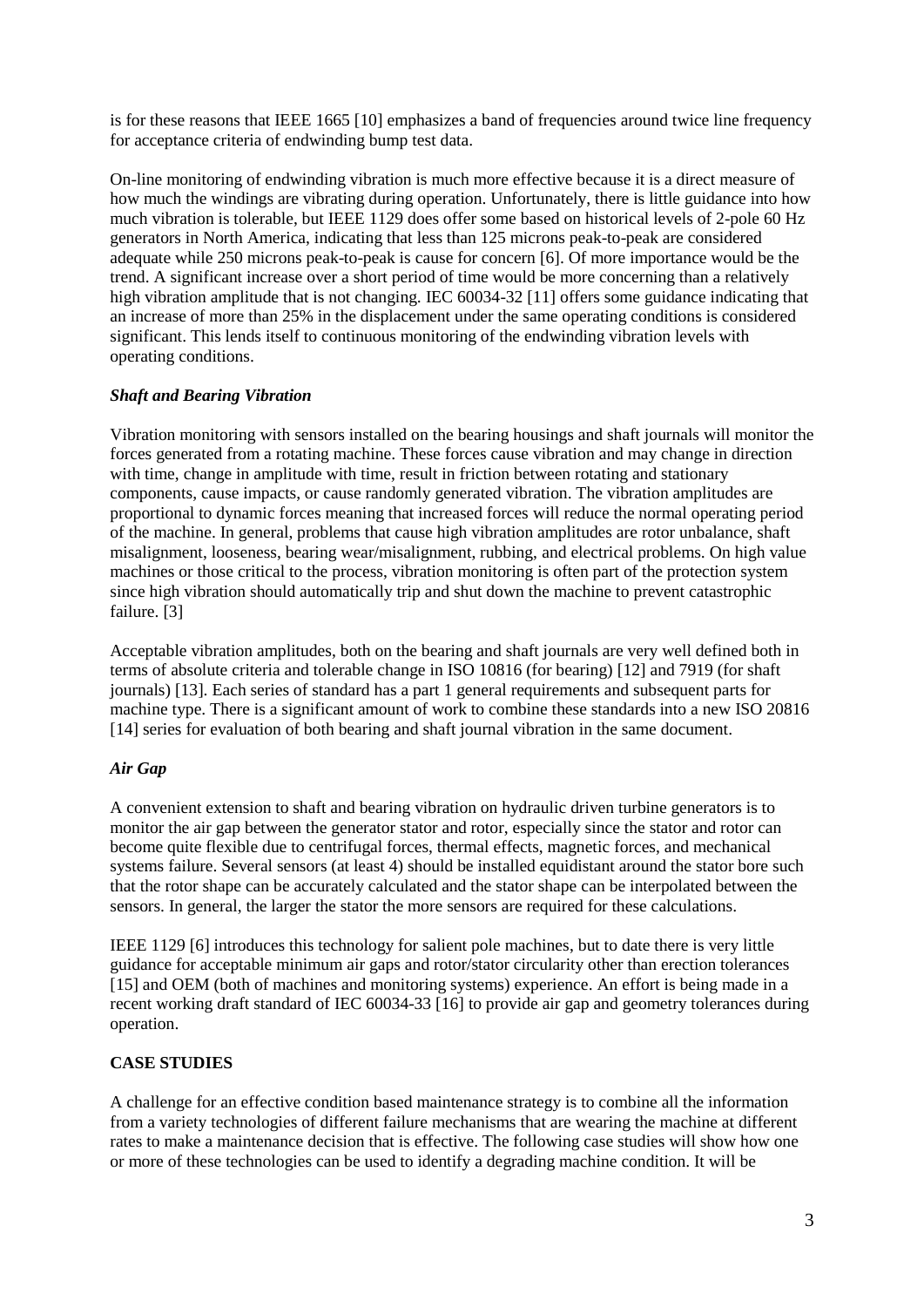is for these reasons that IEEE 1665 [10] emphasizes a band of frequencies around twice line frequency for acceptance criteria of endwinding bump test data.

On-line monitoring of endwinding vibration is much more effective because it is a direct measure of how much the windings are vibrating during operation. Unfortunately, there is little guidance into how much vibration is tolerable, but IEEE 1129 does offer some based on historical levels of 2-pole 60 Hz generators in North America, indicating that less than 125 microns peak-to-peak are considered adequate while 250 microns peak-to-peak is cause for concern [6]. Of more importance would be the trend. A significant increase over a short period of time would be more concerning than a relatively high vibration amplitude that is not changing. IEC 60034-32 [11] offers some guidance indicating that an increase of more than 25% in the displacement under the same operating conditions is considered significant. This lends itself to continuous monitoring of the endwinding vibration levels with operating conditions.

### *Shaft and Bearing Vibration*

Vibration monitoring with sensors installed on the bearing housings and shaft journals will monitor the forces generated from a rotating machine. These forces cause vibration and may change in direction with time, change in amplitude with time, result in friction between rotating and stationary components, cause impacts, or cause randomly generated vibration. The vibration amplitudes are proportional to dynamic forces meaning that increased forces will reduce the normal operating period of the machine. In general, problems that cause high vibration amplitudes are rotor unbalance, shaft misalignment, looseness, bearing wear/misalignment, rubbing, and electrical problems. On high value machines or those critical to the process, vibration monitoring is often part of the protection system since high vibration should automatically trip and shut down the machine to prevent catastrophic failure. [3]

Acceptable vibration amplitudes, both on the bearing and shaft journals are very well defined both in terms of absolute criteria and tolerable change in ISO 10816 (for bearing) [12] and 7919 (for shaft journals) [13]. Each series of standard has a part 1 general requirements and subsequent parts for machine type. There is a significant amount of work to combine these standards into a new ISO 20816 [14] series for evaluation of both bearing and shaft journal vibration in the same document.

### *Air Gap*

A convenient extension to shaft and bearing vibration on hydraulic driven turbine generators is to monitor the air gap between the generator stator and rotor, especially since the stator and rotor can become quite flexible due to centrifugal forces, thermal effects, magnetic forces, and mechanical systems failure. Several sensors (at least 4) should be installed equidistant around the stator bore such that the rotor shape can be accurately calculated and the stator shape can be interpolated between the sensors. In general, the larger the stator the more sensors are required for these calculations.

IEEE 1129 [6] introduces this technology for salient pole machines, but to date there is very little guidance for acceptable minimum air gaps and rotor/stator circularity other than erection tolerances [15] and OEM (both of machines and monitoring systems) experience. An effort is being made in a recent working draft standard of IEC 60034-33 [16] to provide air gap and geometry tolerances during operation.

## CASE STUDIES

A challenge for an effective condition based maintenance strategy is to combine all the information from a variety technologies of different failure mechanisms that are wearing the machine at different rates to make a maintenance decision that is effective. The following case studies will show how one or more of these technologies can be used to identify a degrading machine condition. It will be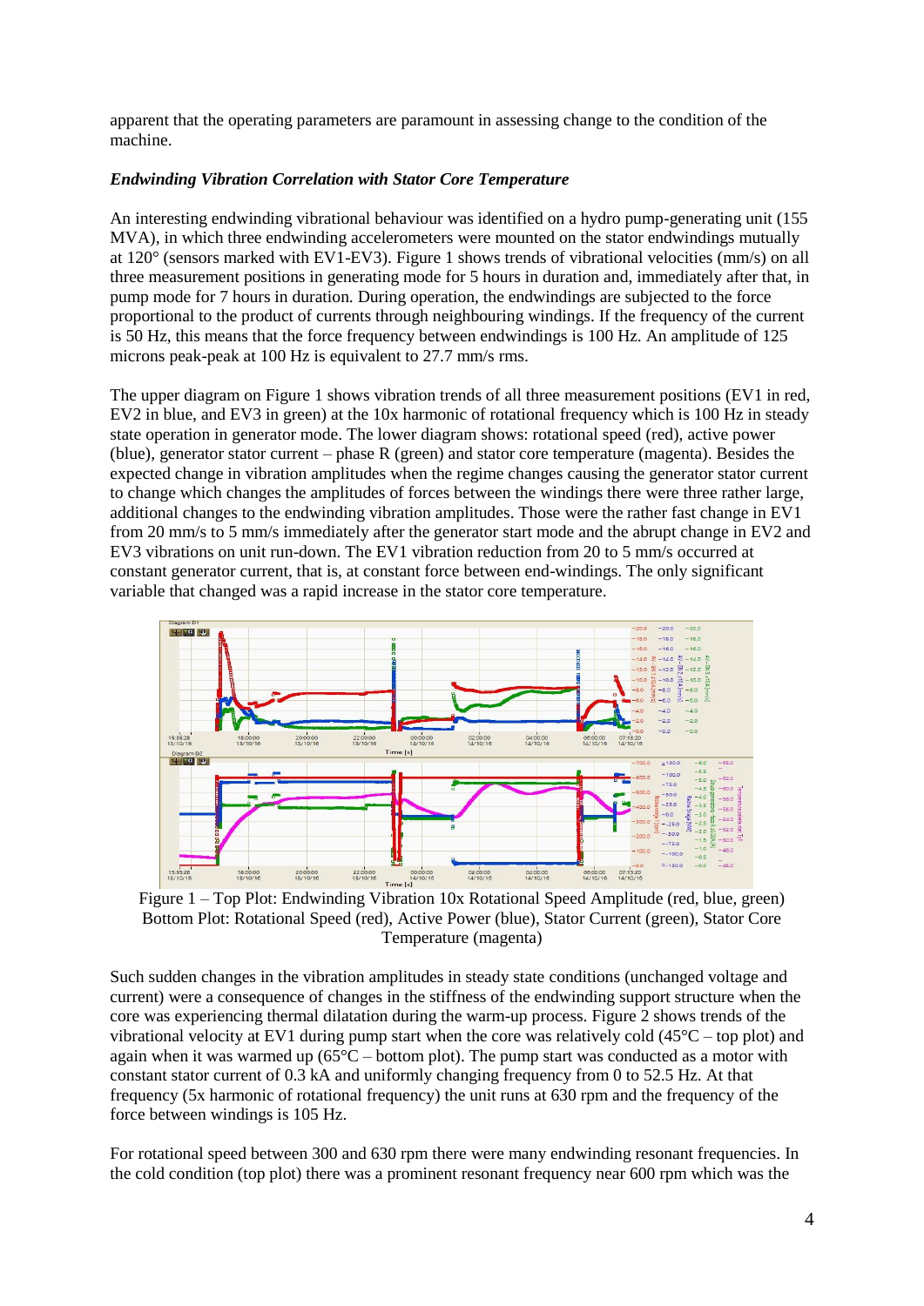apparent that the operating parameters are paramount in assessing change to the condition of the machine.

### *Endwinding Vibration Correlation with Stator Core Temperature*

An interesting endwinding vibrational behaviour was identified on a hydro pump-generating unit (155 MVA), in which three endwinding accelerometers were mounted on the stator endwindings mutually at 120° (sensors marked with EV1-EV3). Figure 1 shows trends of vibrational velocities (mm/s) on all three measurement positions in generating mode for 5 hours in duration and, immediately after that, in pump mode for 7 hours in duration. During operation, the endwindings are subjected to the force proportional to the product of currents through neighbouring windings. If the frequency of the current is 50 Hz, this means that the force frequency between endwindings is 100 Hz. An amplitude of 125 microns peak-peak at 100 Hz is equivalent to 27.7 mm/s rms.

The upper diagram on Figure 1 shows vibration trends of all three measurement positions (EV1 in red, EV2 in blue, and EV3 in green) at the 10x harmonic of rotational frequency which is 100 Hz in steady state operation in generator mode. The lower diagram shows: rotational speed (red), active power (blue), generator stator current – phase R (green) and stator core temperature (magenta). Besides the expected change in vibration amplitudes when the regime changes causing the generator stator current to change which changes the amplitudes of forces between the windings there were three rather large, additional changes to the endwinding vibration amplitudes. Those were the rather fast change in EV1 from 20 mm/s to 5 mm/s immediately after the generator start mode and the abrupt change in EV2 and EV3 vibrations on unit run-down. The EV1 vibration reduction from 20 to 5 mm/s occurred at constant generator current, that is, at constant force between end-windings. The only significant variable that changed was a rapid increase in the stator core temperature.

Figure 1 – Top Plot: Endwinding Vibration 10x Rotational Speed Amplitude (red, blue, green) Bottom Plot: Rotational Speed (red), Active Power (blue), Stator Current (green), Stator Core Temperature (magenta)

Such sudden changes in the vibration amplitudes in steady state conditions (unchanged voltage and current) were a consequence of changes in the stiffness of the endwinding support structure when the core was experiencing thermal dilatation during the warm-up process. Figure 2 shows trends of the vibrational velocity at EV1 during pump start when the core was relatively cold (45°C – top plot) and again when it was warmed up (65°C – bottom plot). The pump start was conducted as a motor with constant stator current of 0.3 kA and uniformly changing frequency from 0 to 52.5 Hz. At that frequency (5x harmonic of rotational frequency) the unit runs at 630 rpm and the frequency of the force between windings is 105 Hz.

For rotational speed between 300 and 630 rpm there were many endwinding resonant frequencies. In the cold condition (top plot) there was a prominent resonant frequency near 600 rpm which was the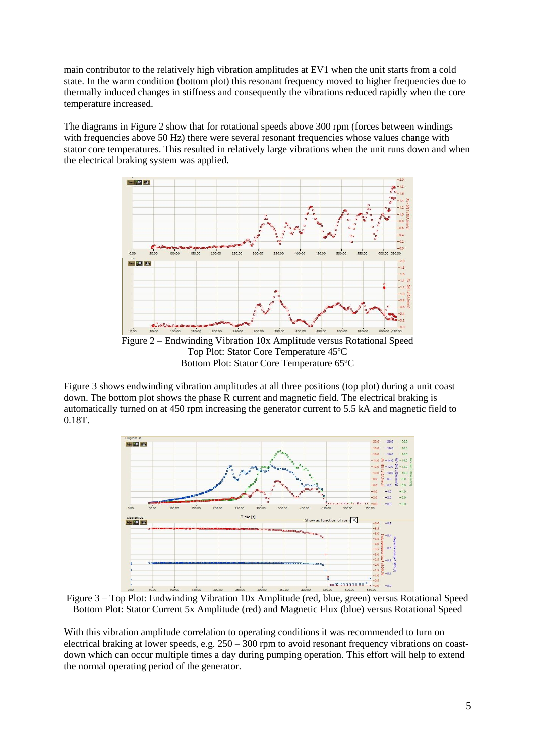main contributor to the relatively high vibration amplitudes at EV1 when the unit starts from a cold state. In the warm condition (bottom plot) this resonant frequency moved to higher frequencies due to thermally induced changes in stiffness and consequently the vibrations reduced rapidly when the core temperature increased.

The diagrams in Figure 2 show that for rotational speeds above 300 rpm (forces between windings with frequencies above 50 Hz) there were several resonant frequencies whose values change with stator core temperatures. This resulted in relatively large vibrations when the unit runs down and when the electrical braking system was applied.

Figure 2 – Endwinding Vibration 10x Amplitude versus Rotational Speed
Top Plot: Stator Core Temperature 45ºC
Bottom Plot: Stator Core Temperature 65ºC

Figure 3 shows endwinding vibration amplitudes at all three positions (top plot) during a unit coast down. The bottom plot shows the phase R current and magnetic field. The electrical braking is automatically turned on at 450 rpm increasing the generator current to 5.5 kA and magnetic field to 0.18T.

Figure 3 – Top Plot: Endwinding Vibration 10x Amplitude (red, blue, green) versus Rotational Speed
Bottom Plot: Stator Current 5x Amplitude (red) and Magnetic Flux (blue) versus Rotational Speed

With this vibration amplitude correlation to operating conditions it was recommended to turn on electrical braking at lower speeds, e.g. 250 – 300 rpm to avoid resonant frequency vibrations on coast-down which can occur multiple times a day during pumping operation. This effort will help to extend the normal operating period of the generator.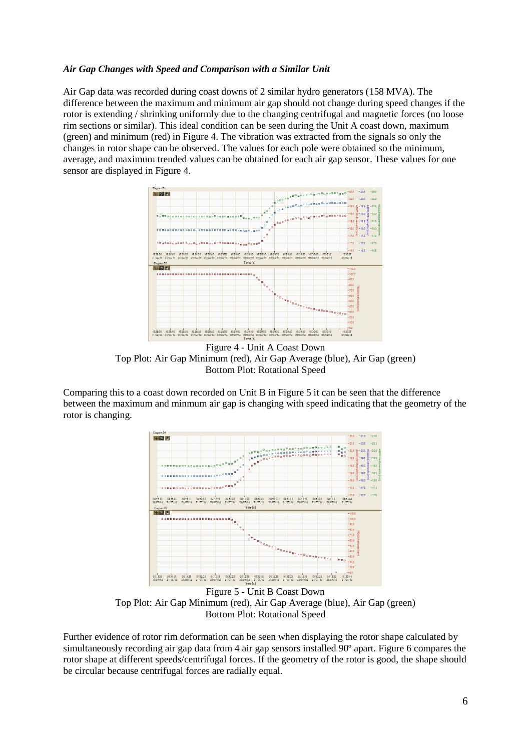***Air Gap Changes with Speed and Comparison with a Similar Unit***

Air Gap data was recorded during coast downs of 2 similar hydro generators (158 MVA). The difference between the maximum and minimum air gap should not change during speed changes if the rotor is extending / shrinking uniformly due to the changing centrifugal and magnetic forces (no loose rim sections or similar). This ideal condition can be seen during the Unit A coast down, maximum (green) and minimum (red) in Figure 4. The vibration was extracted from the signals so only the changes in rotor shape can be observed. The values for each pole were obtained so the minimum, average, and maximum trended values can be obtained for each air gap sensor. These values for one sensor are displayed in Figure 4.

Figure 4 - Unit A Coast Down
Top Plot: Air Gap Minimum (red), Air Gap Average (blue), Air Gap (green)
Bottom Plot: Rotational Speed

Comparing this to a coast down recorded on Unit B in Figure 5 it can be seen that the difference between the maximum and minmum air gap is changing with speed indicating that the geometry of the rotor is changing.

Figure 5 - Unit B Coast Down
Top Plot: Air Gap Minimum (red), Air Gap Average (blue), Air Gap (green)
Bottom Plot: Rotational Speed

Further evidence of rotor rim deformation can be seen when displaying the rotor shape calculated by simultaneously recording air gap data from 4 air gap sensors installed 90º apart. Figure 6 compares the rotor shape at different speeds/centrifugal forces. If the geometry of the rotor is good, the shape should be circular because centrifugal forces are radially equal.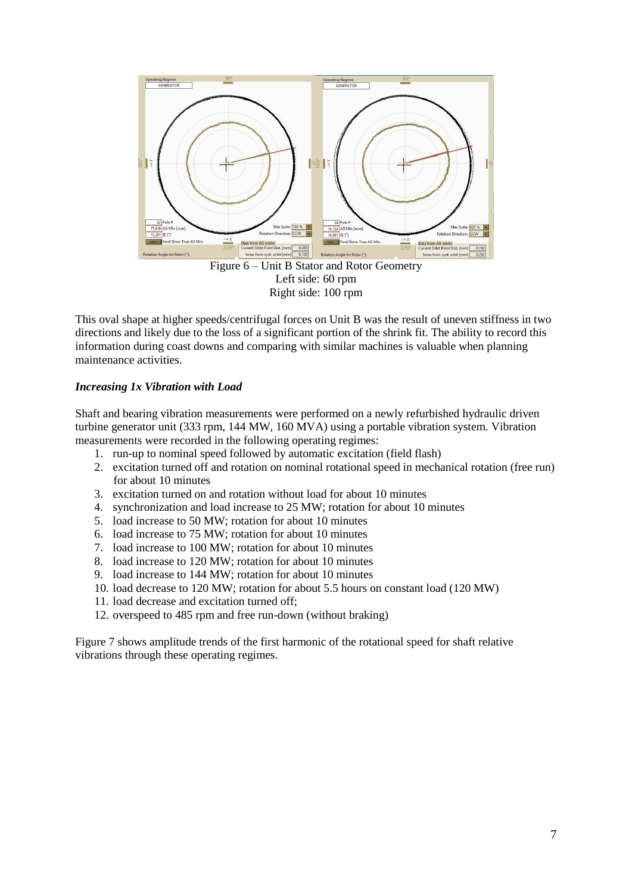Figure 6 – Unit B Stator and Rotor Geometry
Left side: 60 rpm
Right side: 100 rpm

This oval shape at higher speeds/centrifugal forces on Unit B was the result of uneven stiffness in two directions and likely due to the loss of a significant portion of the shrink fit. The ability to record this information during coast downs and comparing with similar machines is valuable when planning maintenance activities.

### *Increasing 1x Vibration with Load*

Shaft and bearing vibration measurements were performed on a newly refurbished hydraulic driven turbine generator unit (333 rpm, 144 MW, 160 MVA) using a portable vibration system. Vibration measurements were recorded in the following operating regimes:

1. run-up to nominal speed followed by automatic excitation (field flash)
2. excitation turned off and rotation on nominal rotational speed in mechanical rotation (free run) for about 10 minutes
3. excitation turned on and rotation without load for about 10 minutes
4. synchronization and load increase to 25 MW; rotation for about 10 minutes
5. load increase to 50 MW; rotation for about 10 minutes
6. load increase to 75 MW; rotation for about 10 minutes
7. load increase to 100 MW; rotation for about 10 minutes
8. load increase to 120 MW; rotation for about 10 minutes
9. load increase to 144 MW; rotation for about 10 minutes
10. load decrease to 120 MW; rotation for about 5.5 hours on constant load (120 MW)
11. load decrease and excitation turned off;
12. overspeed to 485 rpm and free run-down (without braking)

Figure 7 shows amplitude trends of the first harmonic of the rotational speed for shaft relative vibrations through these operating regimes.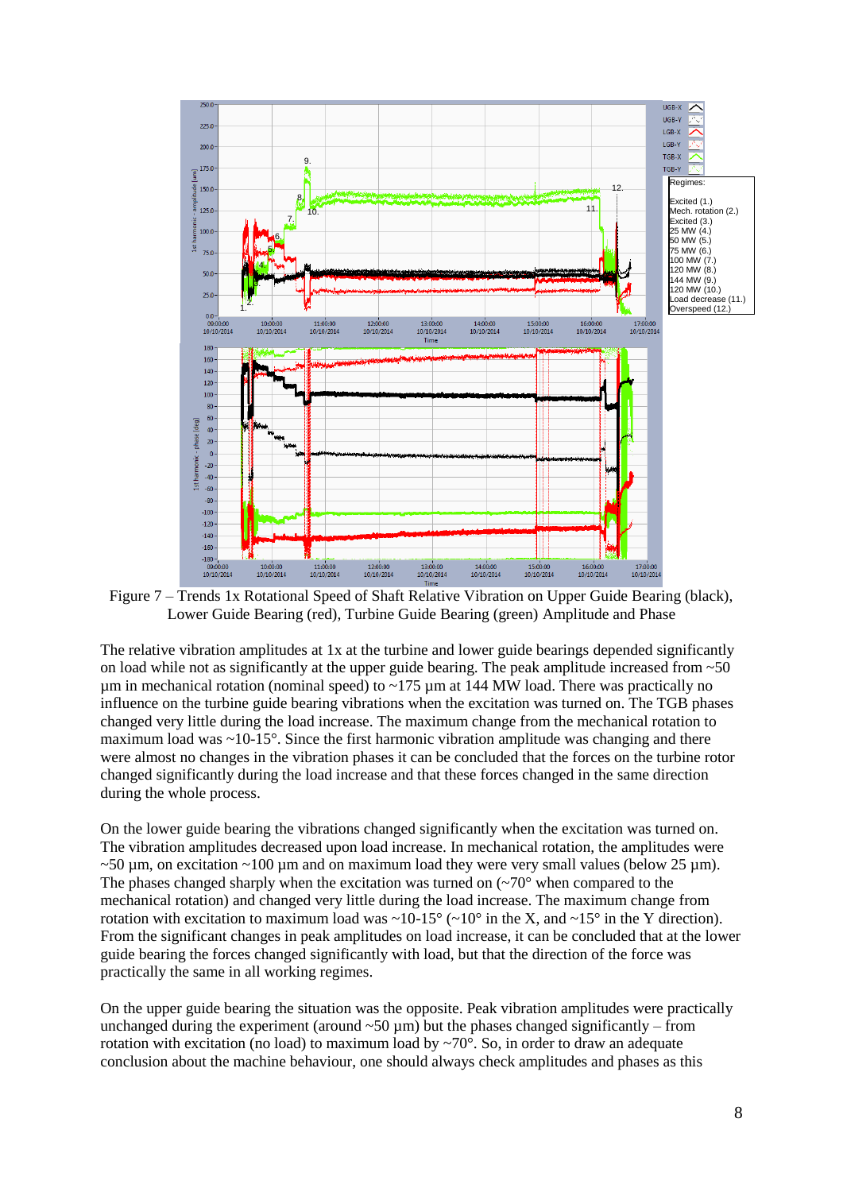Figure 7 – Trends 1x Rotational Speed of Shaft Relative Vibration on Upper Guide Bearing (black), Lower Guide Bearing (red), Turbine Guide Bearing (green) Amplitude and Phase

The relative vibration amplitudes at 1x at the turbine and lower guide bearings depended significantly on load while not as significantly at the upper guide bearing. The peak amplitude increased from ~50 µm in mechanical rotation (nominal speed) to ~175 µm at 144 MW load. There was practically no influence on the turbine guide bearing vibrations when the excitation was turned on. The TGB phases changed very little during the load increase. The maximum change from the mechanical rotation to maximum load was ~10-15°. Since the first harmonic vibration amplitude was changing and there were almost no changes in the vibration phases it can be concluded that the forces on the turbine rotor changed significantly during the load increase and that these forces changed in the same direction during the whole process.

On the lower guide bearing the vibrations changed significantly when the excitation was turned on. The vibration amplitudes decreased upon load increase. In mechanical rotation, the amplitudes were ~50 µm, on excitation ~100 µm and on maximum load they were very small values (below 25 µm). The phases changed sharply when the excitation was turned on (~70° when compared to the mechanical rotation) and changed very little during the load increase. The maximum change from rotation with excitation to maximum load was ~10-15° (~10° in the X, and ~15° in the Y direction). From the significant changes in peak amplitudes on load increase, it can be concluded that at the lower guide bearing the forces changed significantly with load, but that the direction of the force was practically the same in all working regimes.

On the upper guide bearing the situation was the opposite. Peak vibration amplitudes were practically unchanged during the experiment (around ~50 µm) but the phases changed significantly – from rotation with excitation (no load) to maximum load by ~70°. So, in order to draw an adequate conclusion about the machine behaviour, one should always check amplitudes and phases as this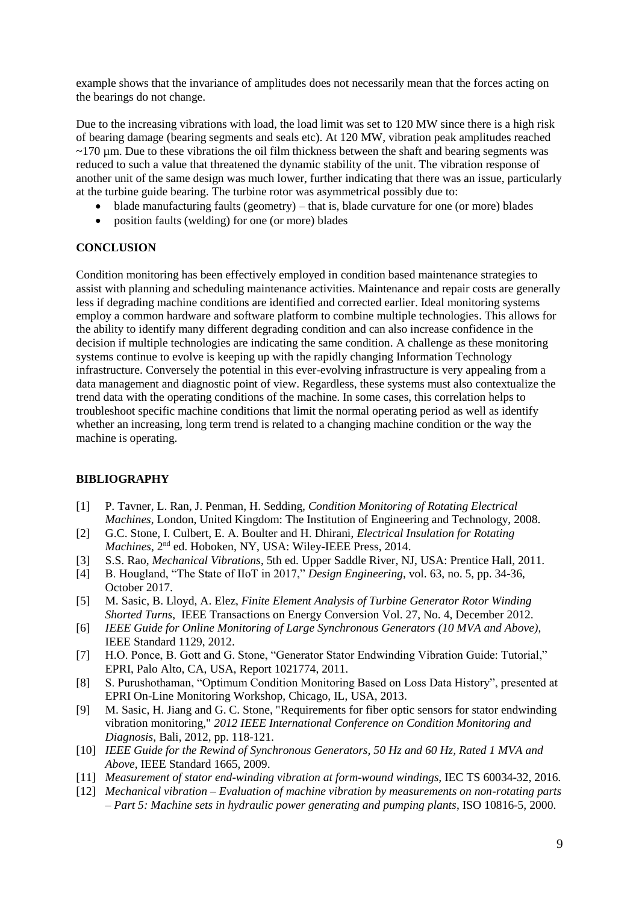example shows that the invariance of amplitudes does not necessarily mean that the forces acting on the bearings do not change.

Due to the increasing vibrations with load, the load limit was set to 120 MW since there is a high risk of bearing damage (bearing segments and seals etc). At 120 MW, vibration peak amplitudes reached ~170 µm. Due to these vibrations the oil film thickness between the shaft and bearing segments was reduced to such a value that threatened the dynamic stability of the unit. The vibration response of another unit of the same design was much lower, further indicating that there was an issue, particularly at the turbine guide bearing. The turbine rotor was asymmetrical possibly due to:

- blade manufacturing faults (geometry) – that is, blade curvature for one (or more) blades
- position faults (welding) for one (or more) blades

**CONCLUSION**

Condition monitoring has been effectively employed in condition based maintenance strategies to assist with planning and scheduling maintenance activities. Maintenance and repair costs are generally less if degrading machine conditions are identified and corrected earlier. Ideal monitoring systems employ a common hardware and software platform to combine multiple technologies. This allows for the ability to identify many different degrading condition and can also increase confidence in the decision if multiple technologies are indicating the same condition. A challenge as these monitoring systems continue to evolve is keeping up with the rapidly changing Information Technology infrastructure. Conversely the potential in this ever-evolving infrastructure is very appealing from a data management and diagnostic point of view. Regardless, these systems must also contextualize the trend data with the operating conditions of the machine. In some cases, this correlation helps to troubleshoot specific machine conditions that limit the normal operating period as well as identify whether an increasing, long term trend is related to a changing machine condition or the way the machine is operating.

**BIBLIOGRAPHY**

[1] P. Tavner, L. Ran, J. Penman, H. Sedding, *Condition Monitoring of Rotating Electrical Machines*, London, United Kingdom: The Institution of Engineering and Technology, 2008.

[2] G.C. Stone, I. Culbert, E. A. Boulter and H. Dhirani, *Electrical Insulation for Rotating Machines*, 2nd ed. Hoboken, NY, USA: Wiley-IEEE Press, 2014.

[3] S.S. Rao, *Mechanical Vibrations*, 5th ed. Upper Saddle River, NJ, USA: Prentice Hall, 2011.

[4] B. Hougland, "The State of IIoT in 2017," *Design Engineering*, vol. 63, no. 5, pp. 34-36, October 2017.

[5] M. Sasic, B. Lloyd, A. Elez, *Finite Element Analysis of Turbine Generator Rotor Winding Shorted Turns*, IEEE Transactions on Energy Conversion Vol. 27, No. 4, December 2012.

[6] *IEEE Guide for Online Monitoring of Large Synchronous Generators (10 MVA and Above)*, IEEE Standard 1129, 2012.

[7] H.O. Ponce, B. Gott and G. Stone, "Generator Stator Endwinding Vibration Guide: Tutorial," EPRI, Palo Alto, CA, USA, Report 1021774, 2011.

[8] S. Purushothaman, "Optimum Condition Monitoring Based on Loss Data History", presented at EPRI On-Line Monitoring Workshop, Chicago, IL, USA, 2013.

[9] M. Sasic, H. Jiang and G. C. Stone, "Requirements for fiber optic sensors for stator endwinding vibration monitoring," *2012 IEEE International Conference on Condition Monitoring and Diagnosis*, Bali, 2012, pp. 118-121.

[10] *IEEE Guide for the Rewind of Synchronous Generators, 50 Hz and 60 Hz, Rated 1 MVA and Above*, IEEE Standard 1665, 2009.

[11] *Measurement of stator end-winding vibration at form-wound windings*, IEC TS 60034-32, 2016.

[12] *Mechanical vibration – Evaluation of machine vibration by measurements on non-rotating parts – Part 5: Machine sets in hydraulic power generating and pumping plants*, ISO 10816-5, 2000.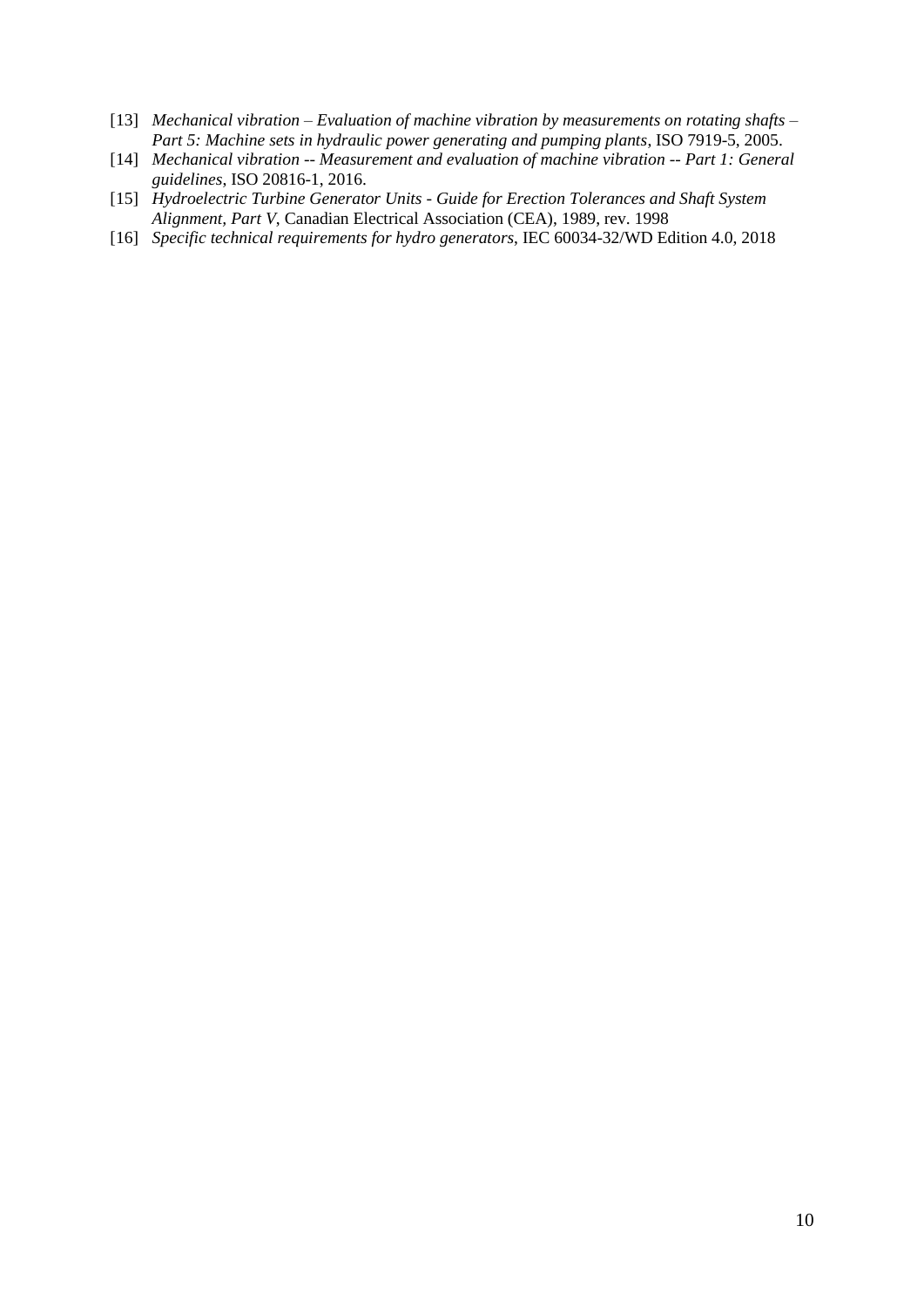[13] *Mechanical vibration – Evaluation of machine vibration by measurements on rotating shafts – Part 5: Machine sets in hydraulic power generating and pumping plants*, ISO 7919-5, 2005.

[14] *Mechanical vibration -- Measurement and evaluation of machine vibration -- Part 1: General guidelines*, ISO 20816-1, 2016.

[15] *Hydroelectric Turbine Generator Units - Guide for Erection Tolerances and Shaft System Alignment, Part V*, Canadian Electrical Association (CEA), 1989, rev. 1998

[16] *Specific technical requirements for hydro generators*, IEC 60034-32/WD Edition 4.0, 2018